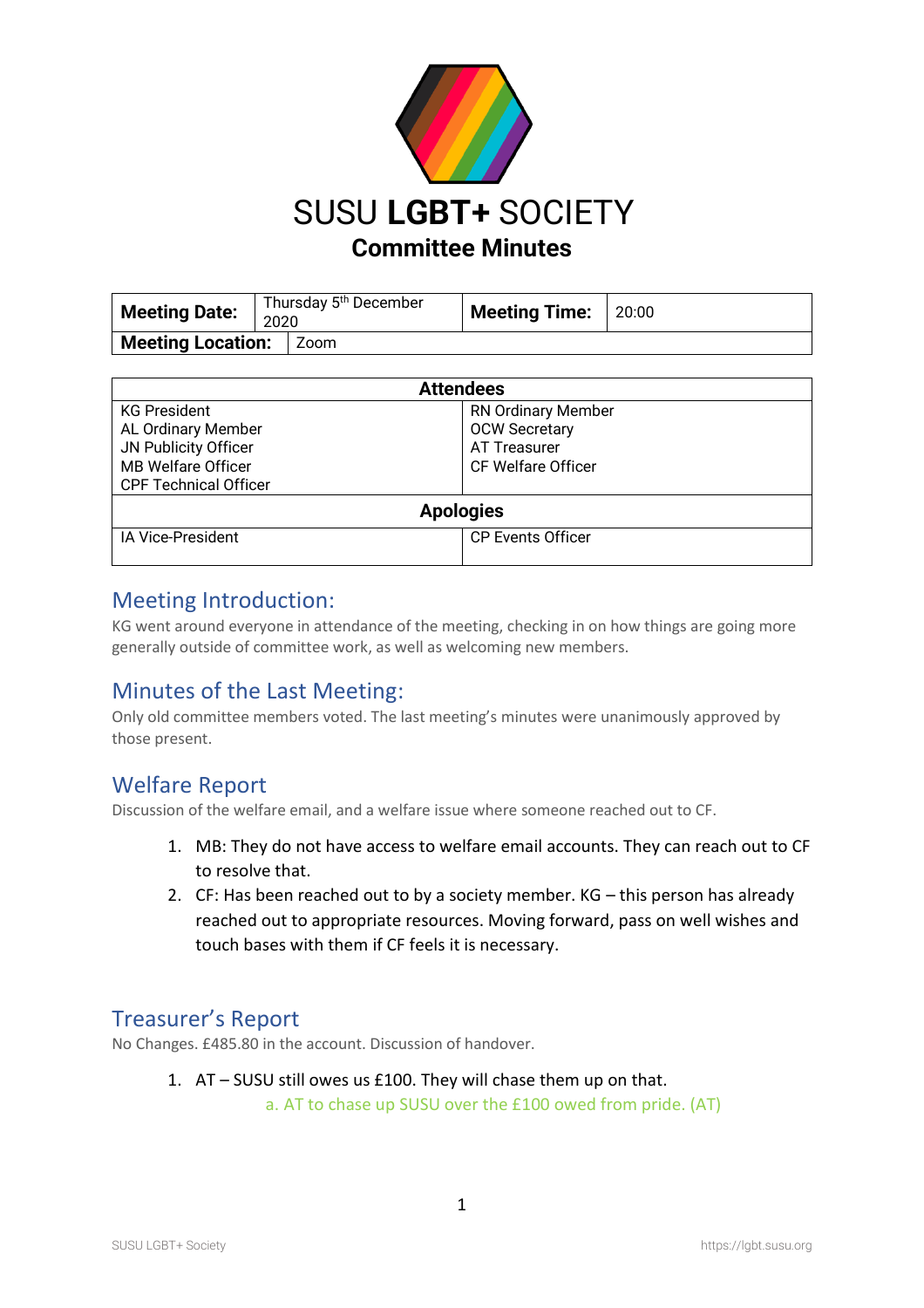# SUSU **LGBT+** SOCIETY

## Committee Minutes

| **Meeting Date:** | Thursday 5th December 2020 | **Meeting Time:** | 20:00 |
|---|---|---|---|
| **Meeting Location:** | Zoom | | |

| **Attendees** | |
|---|---|
| KG President<br>AL Ordinary Member<br>JN Publicity Officer<br>MB Welfare Officer<br>CPF Technical Officer | RN Ordinary Member<br>OCW Secretary<br>AT Treasurer<br>CF Welfare Officer |
| **Apologies** | |
| IA Vice-President | CP Events Officer |

## Meeting Introduction:

KG went around everyone in attendance of the meeting, checking in on how things are going more generally outside of committee work, as well as welcoming new members.

## Minutes of the Last Meeting:

Only old committee members voted. The last meeting's minutes were unanimously approved by those present.

## Welfare Report

Discussion of the welfare email, and a welfare issue where someone reached out to CF.

1. MB: They do not have access to welfare email accounts. They can reach out to CF to resolve that.
2. CF: Has been reached out to by a society member. KG – this person has already reached out to appropriate resources. Moving forward, pass on well wishes and touch bases with them if CF feels it is necessary.

## Treasurer's Report

No Changes. £485.80 in the account. Discussion of handover.

1. AT – SUSU still owes us £100. They will chase them up on that.
   a. AT to chase up SUSU over the £100 owed from pride. (AT)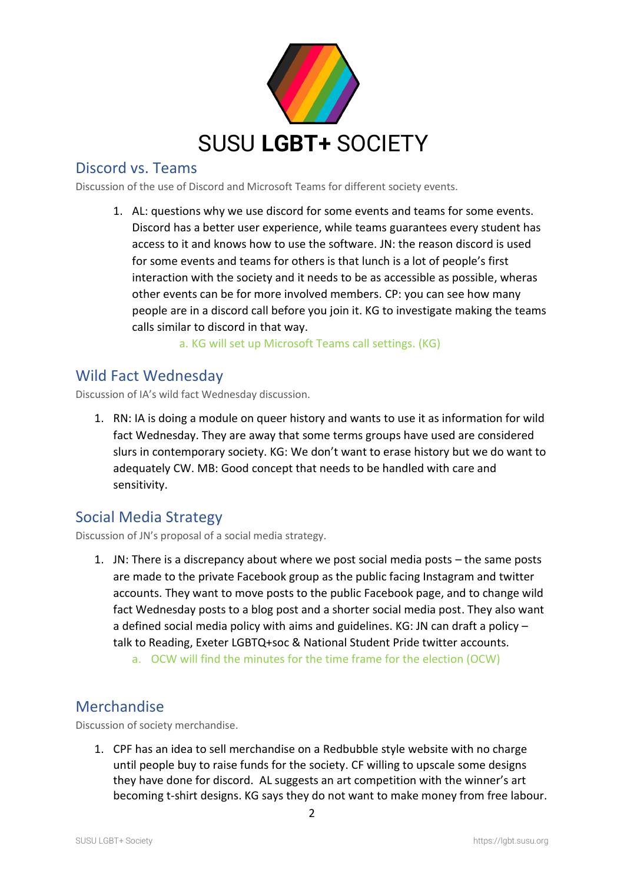# SUSU **LGBT+** SOCIETY

## Discord vs. Teams

Discussion of the use of Discord and Microsoft Teams for different society events.

1. AL: questions why we use discord for some events and teams for some events. Discord has a better user experience, while teams guarantees every student has access to it and knows how to use the software. JN: the reason discord is used for some events and teams for others is that lunch is a lot of people's first interaction with the society and it needs to be as accessible as possible, wheras other events can be for more involved members. CP: you can see how many people are in a discord call before you join it. KG to investigate making the teams calls similar to discord in that way.
    a. KG will set up Microsoft Teams call settings. (KG)

## Wild Fact Wednesday

Discussion of IA's wild fact Wednesday discussion.

1. RN: IA is doing a module on queer history and wants to use it as information for wild fact Wednesday. They are away that some terms groups have used are considered slurs in contemporary society. KG: We don't want to erase history but we do want to adequately CW. MB: Good concept that needs to be handled with care and sensitivity.

## Social Media Strategy

Discussion of JN's proposal of a social media strategy.

1. JN: There is a discrepancy about where we post social media posts – the same posts are made to the private Facebook group as the public facing Instagram and twitter accounts. They want to move posts to the public Facebook page, and to change wild fact Wednesday posts to a blog post and a shorter social media post. They also want a defined social media policy with aims and guidelines. KG: JN can draft a policy – talk to Reading, Exeter LGBTQ+soc & National Student Pride twitter accounts.
    a. OCW will find the minutes for the time frame for the election (OCW)

## Merchandise

Discussion of society merchandise.

1. CPF has an idea to sell merchandise on a Redbubble style website with no charge until people buy to raise funds for the society. CF willing to upscale some designs they have done for discord. AL suggests an art competition with the winner's art becoming t-shirt designs. KG says they do not want to make money from free labour.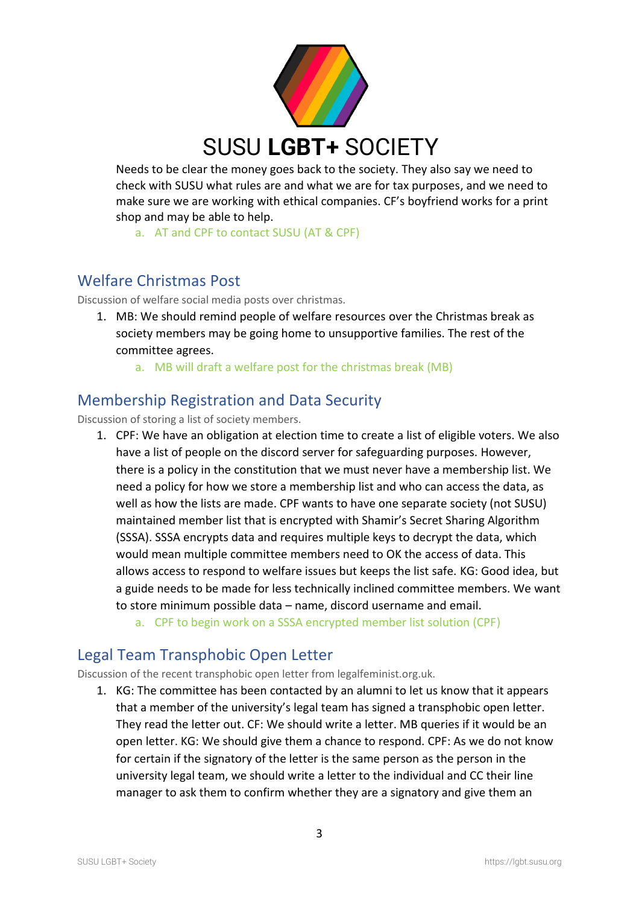Needs to be clear the money goes back to the society. They also say we need to check with SUSU what rules are and what we are for tax purposes, and we need to make sure we are working with ethical companies. CF's boyfriend works for a print shop and may be able to help.

   a. AT and CPF to contact SUSU (AT & CPF)

## Welfare Christmas Post

Discussion of welfare social media posts over christmas.

1. MB: We should remind people of welfare resources over the Christmas break as society members may be going home to unsupportive families. The rest of the committee agrees.
   a. MB will draft a welfare post for the christmas break (MB)

## Membership Registration and Data Security

Discussion of storing a list of society members.

1. CPF: We have an obligation at election time to create a list of eligible voters. We also have a list of people on the discord server for safeguarding purposes. However, there is a policy in the constitution that we must never have a membership list. We need a policy for how we store a membership list and who can access the data, as well as how the lists are made. CPF wants to have one separate society (not SUSU) maintained member list that is encrypted with Shamir's Secret Sharing Algorithm (SSSA). SSSA encrypts data and requires multiple keys to decrypt the data, which would mean multiple committee members need to OK the access of data. This allows access to respond to welfare issues but keeps the list safe. KG: Good idea, but a guide needs to be made for less technically inclined committee members. We want to store minimum possible data – name, discord username and email.
   a. CPF to begin work on a SSSA encrypted member list solution (CPF)

## Legal Team Transphobic Open Letter

Discussion of the recent transphobic open letter from legalfeminist.org.uk.

1. KG: The committee has been contacted by an alumni to let us know that it appears that a member of the university's legal team has signed a transphobic open letter. They read the letter out. CF: We should write a letter. MB queries if it would be an open letter. KG: We should give them a chance to respond. CPF: As we do not know for certain if the signatory of the letter is the same person as the person in the university legal team, we should write a letter to the individual and CC their line manager to ask them to confirm whether they are a signatory and give them an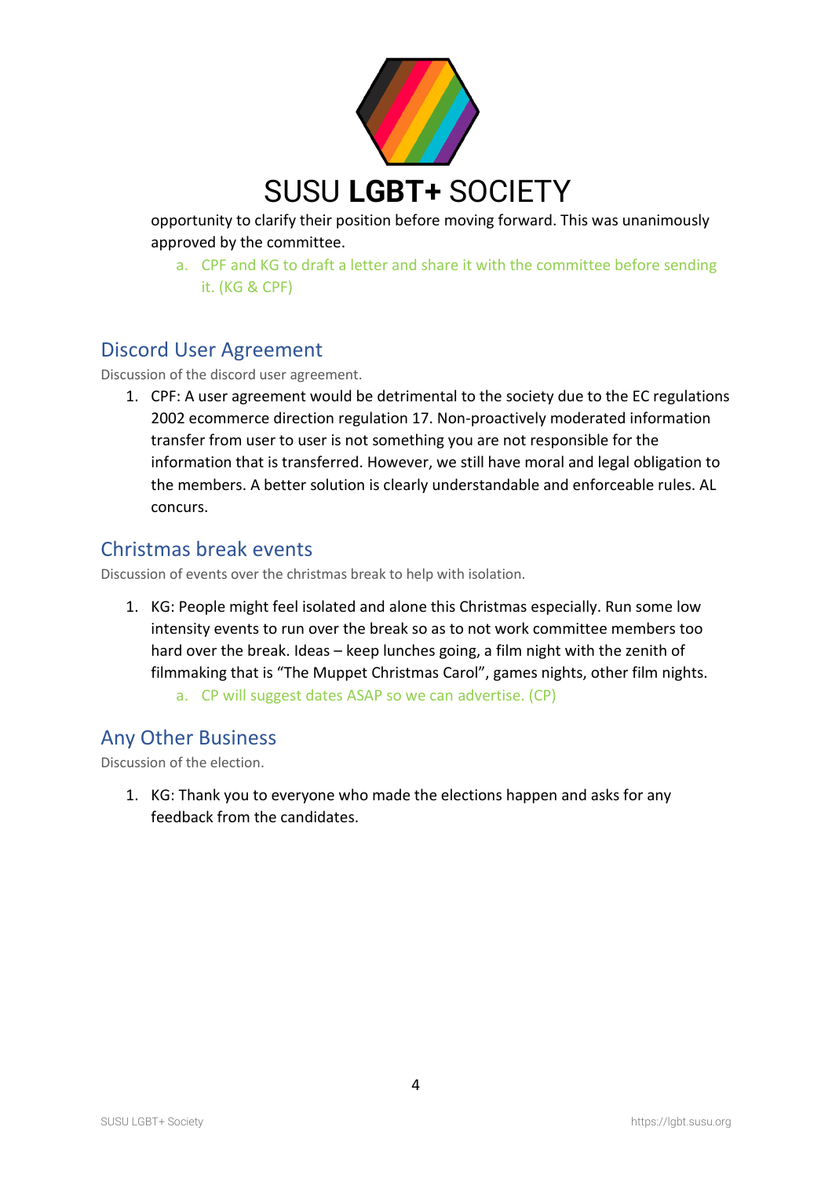opportunity to clarify their position before moving forward. This was unanimously approved by the committee.

   a. CPF and KG to draft a letter and share it with the committee before sending it. (KG & CPF)

## Discord User Agreement

Discussion of the discord user agreement.

1. CPF: A user agreement would be detrimental to the society due to the EC regulations 2002 ecommerce direction regulation 17. Non-proactively moderated information transfer from user to user is not something you are not responsible for the information that is transferred. However, we still have moral and legal obligation to the members. A better solution is clearly understandable and enforceable rules. AL concurs.

## Christmas break events

Discussion of events over the christmas break to help with isolation.

1. KG: People might feel isolated and alone this Christmas especially. Run some low intensity events to run over the break so as to not work committee members too hard over the break. Ideas – keep lunches going, a film night with the zenith of filmmaking that is "The Muppet Christmas Carol", games nights, other film nights.
   a. CP will suggest dates ASAP so we can advertise. (CP)

## Any Other Business

Discussion of the election.

1. KG: Thank you to everyone who made the elections happen and asks for any feedback from the candidates.